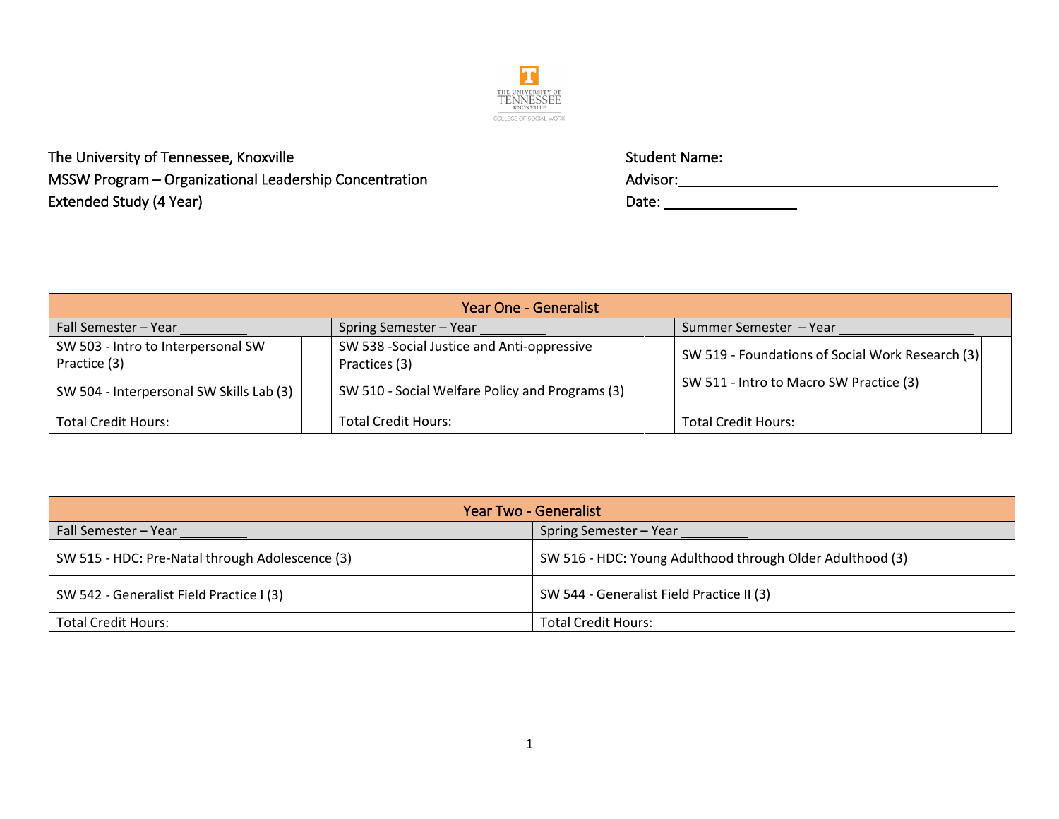The University of Tennessee, Knoxville
MSSW Program – Organizational Leadership Concentration
Extended Study (4 Year)

Student Name: ____________________
Advisor: ____________________
Date: ____________

| Year One - Generalist | | | | | |
|---|---|---|---|---|---|
| Fall Semester – Year ________ | | Spring Semester – Year ________ | | Summer Semester – Year ________ | |
| SW 503 - Intro to Interpersonal SW Practice (3) | | SW 538 -Social Justice and Anti-oppressive Practices (3) | | SW 519 - Foundations of Social Work Research (3) | |
| SW 504 - Interpersonal SW Skills Lab (3) | | SW 510 - Social Welfare Policy and Programs (3) | | SW 511 - Intro to Macro SW Practice (3) | |
| Total Credit Hours: | | Total Credit Hours: | | Total Credit Hours: | |

| Year Two - Generalist | | | |
|---|---|---|---|
| Fall Semester – Year ________ | | Spring Semester – Year ________ | |
| SW 515 - HDC: Pre-Natal through Adolescence (3) | | SW 516 - HDC: Young Adulthood through Older Adulthood (3) | |
| SW 542 - Generalist Field Practice I (3) | | SW 544 - Generalist Field Practice II (3) | |
| Total Credit Hours: | | Total Credit Hours: | |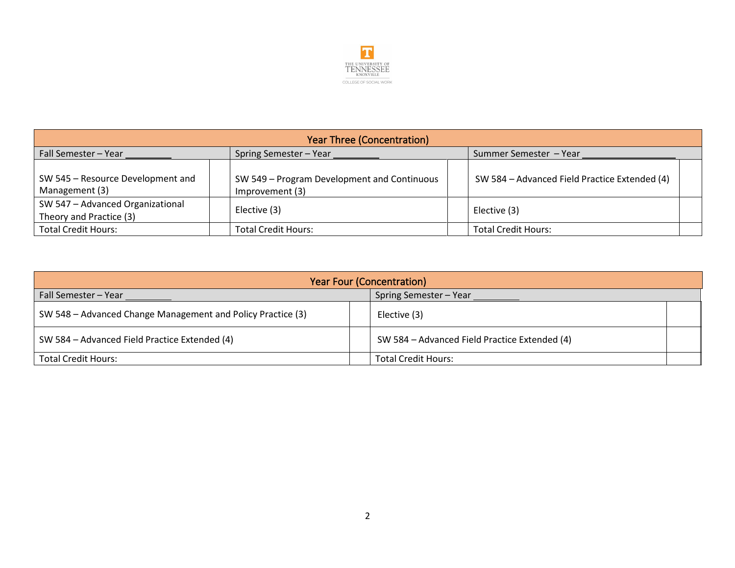| Year Three (Concentration) | | | | | |
|---|---|---|---|---|---|
| Fall Semester – Year _________ | | Spring Semester – Year _________ | | Summer Semester – Year __________________ | |
| SW 545 – Resource Development and Management (3) | | SW 549 – Program Development and Continuous Improvement (3) | | SW 584 – Advanced Field Practice Extended (4) | |
| SW 547 – Advanced Organizational Theory and Practice (3) | | Elective (3) | | Elective (3) | |
| Total Credit Hours: | | Total Credit Hours: | | Total Credit Hours: | |

| Year Four (Concentration) | | | |
|---|---|---|---|
| Fall Semester – Year _________ | | Spring Semester – Year _________ | |
| SW 548 – Advanced Change Management and Policy Practice (3) | | Elective (3) | |
| SW 584 – Advanced Field Practice Extended (4) | | SW 584 – Advanced Field Practice Extended (4) | |
| Total Credit Hours: | | Total Credit Hours: | |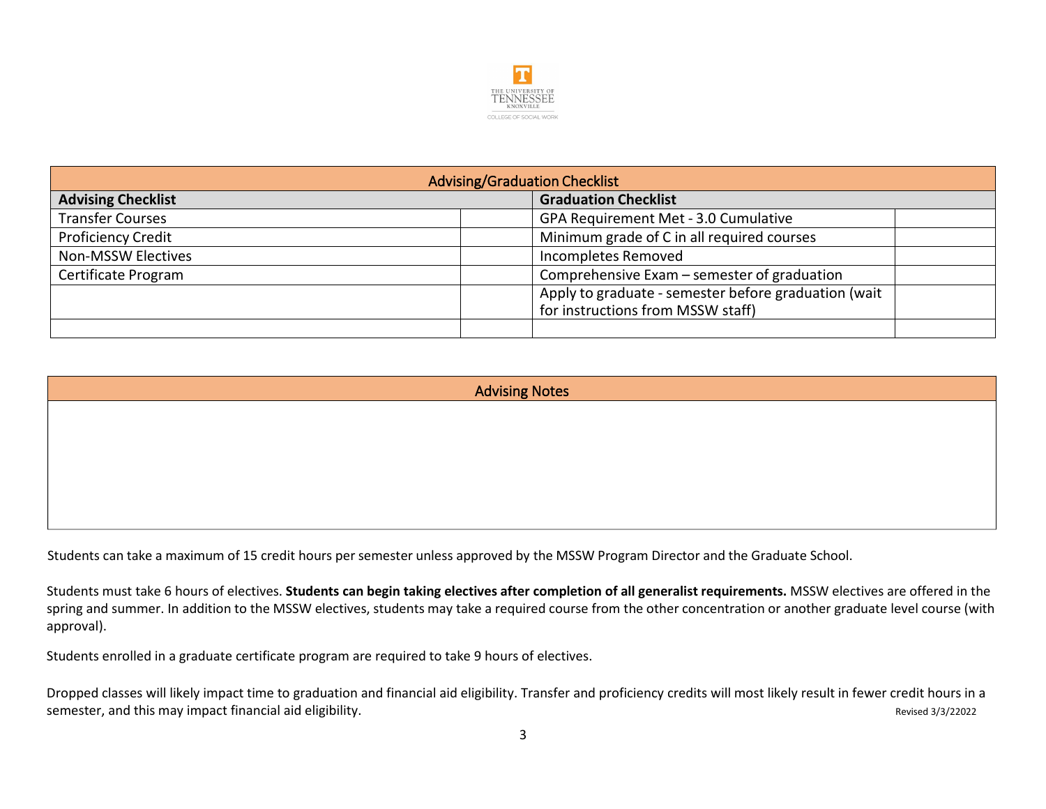| Advising/Graduation Checklist | | | |
|---|---|---|---|
| **Advising Checklist** | | **Graduation Checklist** | |
| Transfer Courses | | GPA Requirement Met - 3.0 Cumulative | |
| Proficiency Credit | | Minimum grade of C in all required courses | |
| Non-MSSW Electives | | Incompletes Removed | |
| Certificate Program | | Comprehensive Exam – semester of graduation | |
| | | Apply to graduate - semester before graduation (wait for instructions from MSSW staff) | |
| | | | |

| Advising Notes |
|---|
| |

Students can take a maximum of 15 credit hours per semester unless approved by the MSSW Program Director and the Graduate School.

Students must take 6 hours of electives. **Students can begin taking electives after completion of all generalist requirements.** MSSW electives are offered in the spring and summer. In addition to the MSSW electives, students may take a required course from the other concentration or another graduate level course (with approval).

Students enrolled in a graduate certificate program are required to take 9 hours of electives.

Dropped classes will likely impact time to graduation and financial aid eligibility. Transfer and proficiency credits will most likely result in fewer credit hours in a semester, and this may impact financial aid eligibility.

Revised 3/3/22022